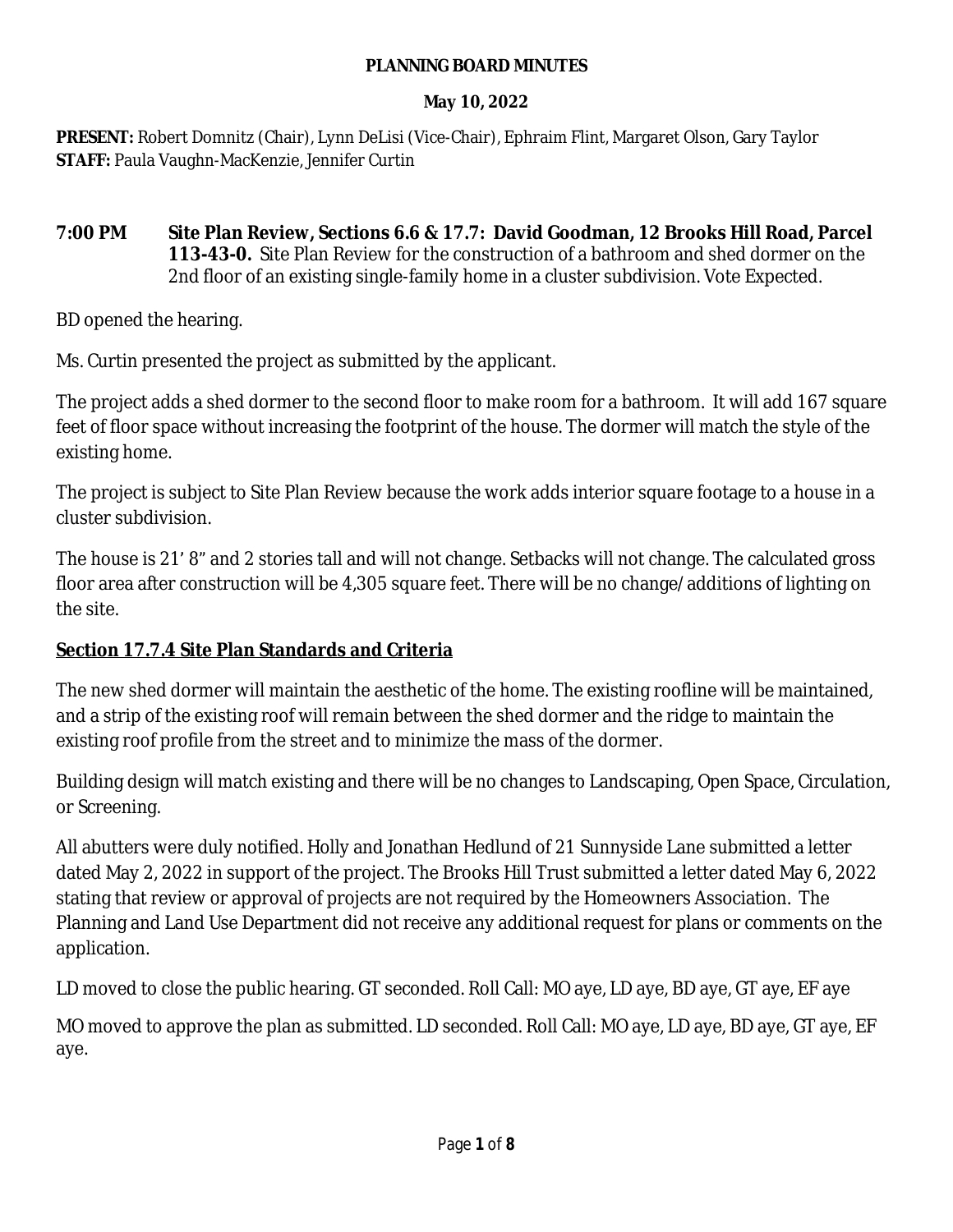# PLANNING BOARD MINUTES

**May 10, 2022**

**PRESENT:** Robert Domnitz (Chair), Lynn DeLisi (Vice-Chair), Ephraim Flint, Margaret Olson, Gary Taylor
**STAFF:** Paula Vaughn-MacKenzie, Jennifer Curtin

**7:00 PM** **Site Plan Review, Sections 6.6 & 17.7: David Goodman, 12 Brooks Hill Road, Parcel 113-43-0.** Site Plan Review for the construction of a bathroom and shed dormer on the 2nd floor of an existing single-family home in a cluster subdivision. Vote Expected.

BD opened the hearing.

Ms. Curtin presented the project as submitted by the applicant.

The project adds a shed dormer to the second floor to make room for a bathroom. It will add 167 square feet of floor space without increasing the footprint of the house. The dormer will match the style of the existing home.

The project is subject to Site Plan Review because the work adds interior square footage to a house in a cluster subdivision.

The house is 21' 8" and 2 stories tall and will not change. Setbacks will not change. The calculated gross floor area after construction will be 4,305 square feet. There will be no change/ additions of lighting on the site.

**Section 17.7.4 Site Plan Standards and Criteria**

The new shed dormer will maintain the aesthetic of the home. The existing roofline will be maintained, and a strip of the existing roof will remain between the shed dormer and the ridge to maintain the existing roof profile from the street and to minimize the mass of the dormer.

Building design will match existing and there will be no changes to Landscaping, Open Space, Circulation, or Screening.

All abutters were duly notified. Holly and Jonathan Hedlund of 21 Sunnyside Lane submitted a letter dated May 2, 2022 in support of the project. The Brooks Hill Trust submitted a letter dated May 6, 2022 stating that review or approval of projects are not required by the Homeowners Association. The Planning and Land Use Department did not receive any additional request for plans or comments on the application.

LD moved to close the public hearing. GT seconded. Roll Call: MO aye, LD aye, BD aye, GT aye, EF aye

MO moved to approve the plan as submitted. LD seconded. Roll Call: MO aye, LD aye, BD aye, GT aye, EF aye.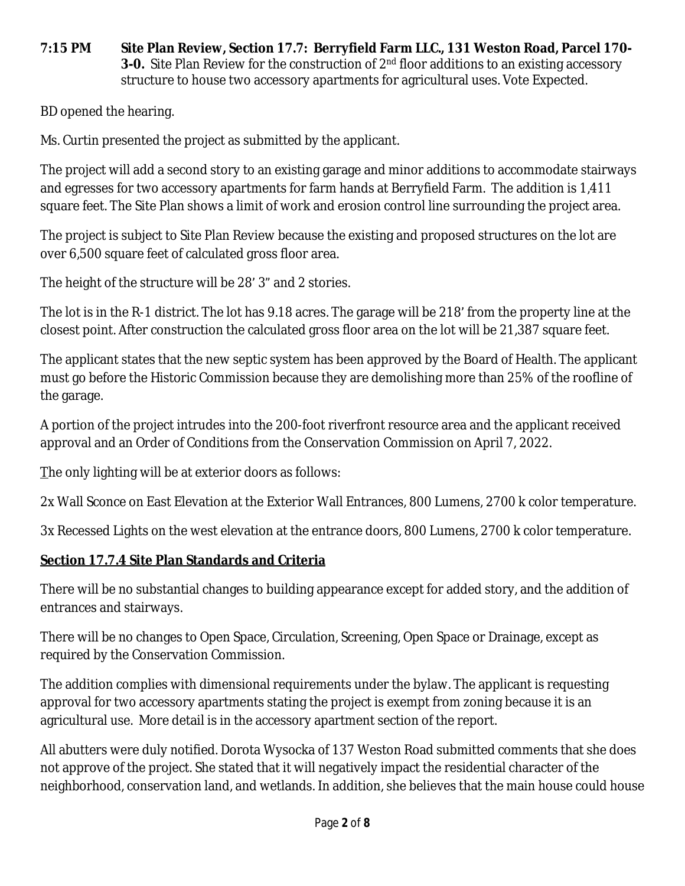**7:15 PM Site Plan Review, Section 17.7: Berryfield Farm LLC., 131 Weston Road, Parcel 170-3-0.** Site Plan Review for the construction of 2nd floor additions to an existing accessory structure to house two accessory apartments for agricultural uses. Vote Expected.

BD opened the hearing.

Ms. Curtin presented the project as submitted by the applicant.

The project will add a second story to an existing garage and minor additions to accommodate stairways and egresses for two accessory apartments for farm hands at Berryfield Farm. The addition is 1,411 square feet. The Site Plan shows a limit of work and erosion control line surrounding the project area.

The project is subject to Site Plan Review because the existing and proposed structures on the lot are over 6,500 square feet of calculated gross floor area.

The height of the structure will be 28' 3" and 2 stories.

The lot is in the R-1 district. The lot has 9.18 acres. The garage will be 218' from the property line at the closest point. After construction the calculated gross floor area on the lot will be 21,387 square feet.

The applicant states that the new septic system has been approved by the Board of Health. The applicant must go before the Historic Commission because they are demolishing more than 25% of the roofline of the garage.

A portion of the project intrudes into the 200-foot riverfront resource area and the applicant received approval and an Order of Conditions from the Conservation Commission on April 7, 2022.

The only lighting will be at exterior doors as follows:

2x Wall Sconce on East Elevation at the Exterior Wall Entrances, 800 Lumens, 2700 k color temperature.

3x Recessed Lights on the west elevation at the entrance doors, 800 Lumens, 2700 k color temperature.

**Section 17.7.4 Site Plan Standards and Criteria**

There will be no substantial changes to building appearance except for added story, and the addition of entrances and stairways.

There will be no changes to Open Space, Circulation, Screening, Open Space or Drainage, except as required by the Conservation Commission.

The addition complies with dimensional requirements under the bylaw. The applicant is requesting approval for two accessory apartments stating the project is exempt from zoning because it is an agricultural use. More detail is in the accessory apartment section of the report.

All abutters were duly notified. Dorota Wysocka of 137 Weston Road submitted comments that she does not approve of the project. She stated that it will negatively impact the residential character of the neighborhood, conservation land, and wetlands. In addition, she believes that the main house could house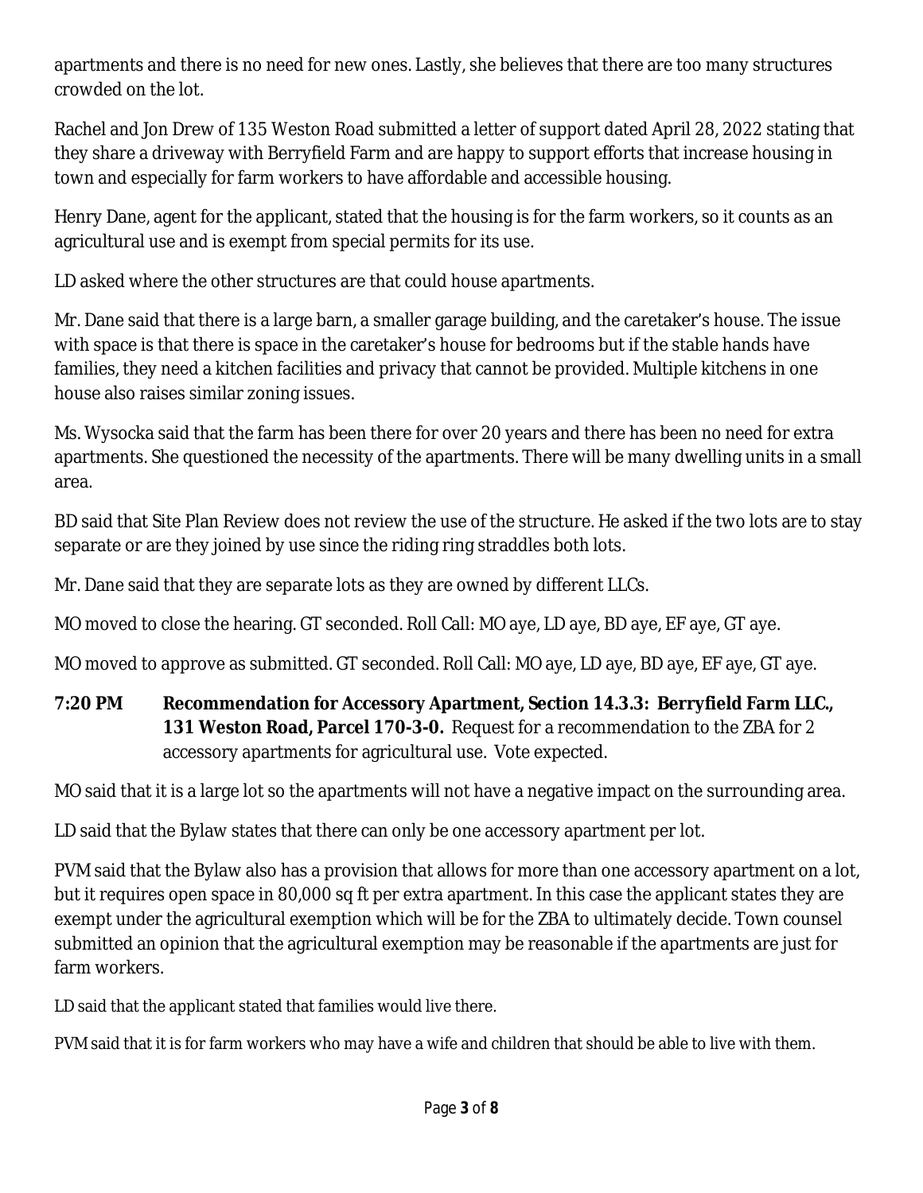apartments and there is no need for new ones. Lastly, she believes that there are too many structures crowded on the lot.

Rachel and Jon Drew of 135 Weston Road submitted a letter of support dated April 28, 2022 stating that they share a driveway with Berryfield Farm and are happy to support efforts that increase housing in town and especially for farm workers to have affordable and accessible housing.

Henry Dane, agent for the applicant, stated that the housing is for the farm workers, so it counts as an agricultural use and is exempt from special permits for its use.

LD asked where the other structures are that could house apartments.

Mr. Dane said that there is a large barn, a smaller garage building, and the caretaker's house. The issue with space is that there is space in the caretaker's house for bedrooms but if the stable hands have families, they need a kitchen facilities and privacy that cannot be provided. Multiple kitchens in one house also raises similar zoning issues.

Ms. Wysocka said that the farm has been there for over 20 years and there has been no need for extra apartments. She questioned the necessity of the apartments. There will be many dwelling units in a small area.

BD said that Site Plan Review does not review the use of the structure. He asked if the two lots are to stay separate or are they joined by use since the riding ring straddles both lots.

Mr. Dane said that they are separate lots as they are owned by different LLCs.

MO moved to close the hearing. GT seconded. Roll Call: MO aye, LD aye, BD aye, EF aye, GT aye.

MO moved to approve as submitted. GT seconded. Roll Call: MO aye, LD aye, BD aye, EF aye, GT aye.

**7:20 PM Recommendation for Accessory Apartment, Section 14.3.3: Berryfield Farm LLC., 131 Weston Road, Parcel 170-3-0.** Request for a recommendation to the ZBA for 2 accessory apartments for agricultural use. Vote expected.

MO said that it is a large lot so the apartments will not have a negative impact on the surrounding area.

LD said that the Bylaw states that there can only be one accessory apartment per lot.

PVM said that the Bylaw also has a provision that allows for more than one accessory apartment on a lot, but it requires open space in 80,000 sq ft per extra apartment. In this case the applicant states they are exempt under the agricultural exemption which will be for the ZBA to ultimately decide. Town counsel submitted an opinion that the agricultural exemption may be reasonable if the apartments are just for farm workers.

LD said that the applicant stated that families would live there.

PVM said that it is for farm workers who may have a wife and children that should be able to live with them.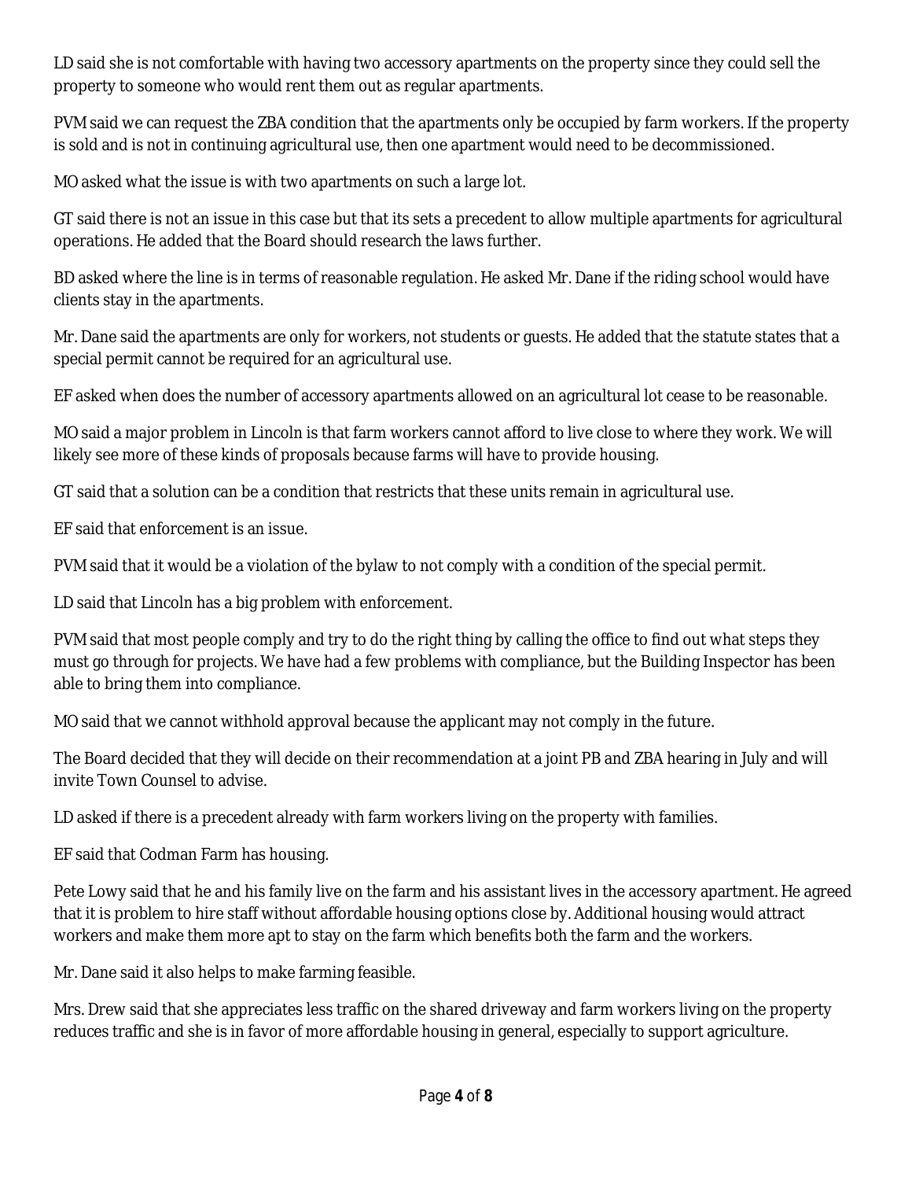LD said she is not comfortable with having two accessory apartments on the property since they could sell the property to someone who would rent them out as regular apartments.

PVM said we can request the ZBA condition that the apartments only be occupied by farm workers. If the property is sold and is not in continuing agricultural use, then one apartment would need to be decommissioned.

MO asked what the issue is with two apartments on such a large lot.

GT said there is not an issue in this case but that its sets a precedent to allow multiple apartments for agricultural operations. He added that the Board should research the laws further.

BD asked where the line is in terms of reasonable regulation. He asked Mr. Dane if the riding school would have clients stay in the apartments.

Mr. Dane said the apartments are only for workers, not students or guests. He added that the statute states that a special permit cannot be required for an agricultural use.

EF asked when does the number of accessory apartments allowed on an agricultural lot cease to be reasonable.

MO said a major problem in Lincoln is that farm workers cannot afford to live close to where they work. We will likely see more of these kinds of proposals because farms will have to provide housing.

GT said that a solution can be a condition that restricts that these units remain in agricultural use.

EF said that enforcement is an issue.

PVM said that it would be a violation of the bylaw to not comply with a condition of the special permit.

LD said that Lincoln has a big problem with enforcement.

PVM said that most people comply and try to do the right thing by calling the office to find out what steps they must go through for projects. We have had a few problems with compliance, but the Building Inspector has been able to bring them into compliance.

MO said that we cannot withhold approval because the applicant may not comply in the future.

The Board decided that they will decide on their recommendation at a joint PB and ZBA hearing in July and will invite Town Counsel to advise.

LD asked if there is a precedent already with farm workers living on the property with families.

EF said that Codman Farm has housing.

Pete Lowy said that he and his family live on the farm and his assistant lives in the accessory apartment. He agreed that it is problem to hire staff without affordable housing options close by. Additional housing would attract workers and make them more apt to stay on the farm which benefits both the farm and the workers.

Mr. Dane said it also helps to make farming feasible.

Mrs. Drew said that she appreciates less traffic on the shared driveway and farm workers living on the property reduces traffic and she is in favor of more affordable housing in general, especially to support agriculture.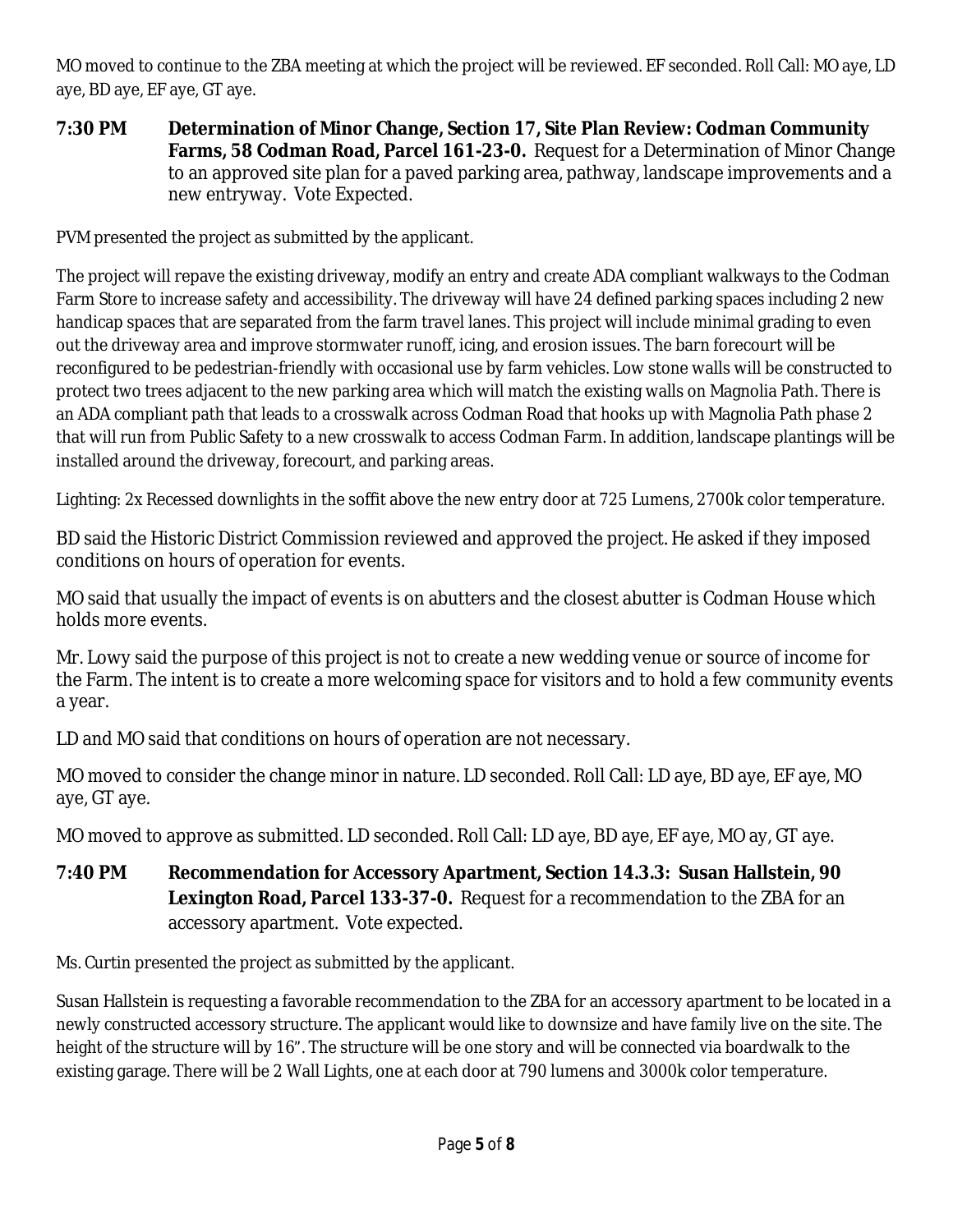MO moved to continue to the ZBA meeting at which the project will be reviewed. EF seconded. Roll Call: MO aye, LD aye, BD aye, EF aye, GT aye.

**7:30 PM** **Determination of Minor Change, Section 17, Site Plan Review: Codman Community Farms, 58 Codman Road, Parcel 161-23-0.** Request for a Determination of Minor Change to an approved site plan for a paved parking area, pathway, landscape improvements and a new entryway. Vote Expected.

PVM presented the project as submitted by the applicant.

The project will repave the existing driveway, modify an entry and create ADA compliant walkways to the Codman Farm Store to increase safety and accessibility. The driveway will have 24 defined parking spaces including 2 new handicap spaces that are separated from the farm travel lanes. This project will include minimal grading to even out the driveway area and improve stormwater runoff, icing, and erosion issues. The barn forecourt will be reconfigured to be pedestrian-friendly with occasional use by farm vehicles. Low stone walls will be constructed to protect two trees adjacent to the new parking area which will match the existing walls on Magnolia Path. There is an ADA compliant path that leads to a crosswalk across Codman Road that hooks up with Magnolia Path phase 2 that will run from Public Safety to a new crosswalk to access Codman Farm. In addition, landscape plantings will be installed around the driveway, forecourt, and parking areas.

Lighting: 2x Recessed downlights in the soffit above the new entry door at 725 Lumens, 2700k color temperature.

BD said the Historic District Commission reviewed and approved the project. He asked if they imposed conditions on hours of operation for events.

MO said that usually the impact of events is on abutters and the closest abutter is Codman House which holds more events.

Mr. Lowy said the purpose of this project is not to create a new wedding venue or source of income for the Farm. The intent is to create a more welcoming space for visitors and to hold a few community events a year.

LD and MO said that conditions on hours of operation are not necessary.

MO moved to consider the change minor in nature. LD seconded. Roll Call: LD aye, BD aye, EF aye, MO aye, GT aye.

MO moved to approve as submitted. LD seconded. Roll Call: LD aye, BD aye, EF aye, MO ay, GT aye.

**7:40 PM** **Recommendation for Accessory Apartment, Section 14.3.3: Susan Hallstein, 90 Lexington Road, Parcel 133-37-0.** Request for a recommendation to the ZBA for an accessory apartment. Vote expected.

Ms. Curtin presented the project as submitted by the applicant.

Susan Hallstein is requesting a favorable recommendation to the ZBA for an accessory apartment to be located in a newly constructed accessory structure. The applicant would like to downsize and have family live on the site. The height of the structure will by 16". The structure will be one story and will be connected via boardwalk to the existing garage. There will be 2 Wall Lights, one at each door at 790 lumens and 3000k color temperature.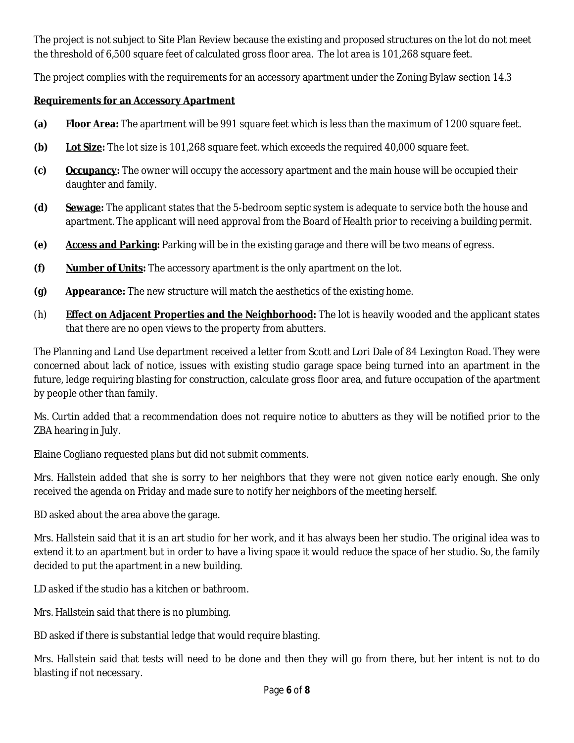The project is not subject to Site Plan Review because the existing and proposed structures on the lot do not meet the threshold of 6,500 square feet of calculated gross floor area. The lot area is 101,268 square feet.

The project complies with the requirements for an accessory apartment under the Zoning Bylaw section 14.3

**Requirements for an Accessory Apartment**

**(a)** **Floor Area:** The apartment will be 991 square feet which is less than the maximum of 1200 square feet.

**(b)** **Lot Size:** The lot size is 101,268 square feet. which exceeds the required 40,000 square feet.

**(c)** **Occupancy:** The owner will occupy the accessory apartment and the main house will be occupied their daughter and family.

**(d)** **Sewage:** The applicant states that the 5-bedroom septic system is adequate to service both the house and apartment. The applicant will need approval from the Board of Health prior to receiving a building permit.

**(e)** **Access and Parking:** Parking will be in the existing garage and there will be two means of egress.

**(f)** **Number of Units:** The accessory apartment is the only apartment on the lot.

**(g)** **Appearance:** The new structure will match the aesthetics of the existing home.

(h) **Effect on Adjacent Properties and the Neighborhood:** The lot is heavily wooded and the applicant states that there are no open views to the property from abutters.

The Planning and Land Use department received a letter from Scott and Lori Dale of 84 Lexington Road. They were concerned about lack of notice, issues with existing studio garage space being turned into an apartment in the future, ledge requiring blasting for construction, calculate gross floor area, and future occupation of the apartment by people other than family.

Ms. Curtin added that a recommendation does not require notice to abutters as they will be notified prior to the ZBA hearing in July.

Elaine Cogliano requested plans but did not submit comments.

Mrs. Hallstein added that she is sorry to her neighbors that they were not given notice early enough. She only received the agenda on Friday and made sure to notify her neighbors of the meeting herself.

BD asked about the area above the garage.

Mrs. Hallstein said that it is an art studio for her work, and it has always been her studio. The original idea was to extend it to an apartment but in order to have a living space it would reduce the space of her studio. So, the family decided to put the apartment in a new building.

LD asked if the studio has a kitchen or bathroom.

Mrs. Hallstein said that there is no plumbing.

BD asked if there is substantial ledge that would require blasting.

Mrs. Hallstein said that tests will need to be done and then they will go from there, but her intent is not to do blasting if not necessary.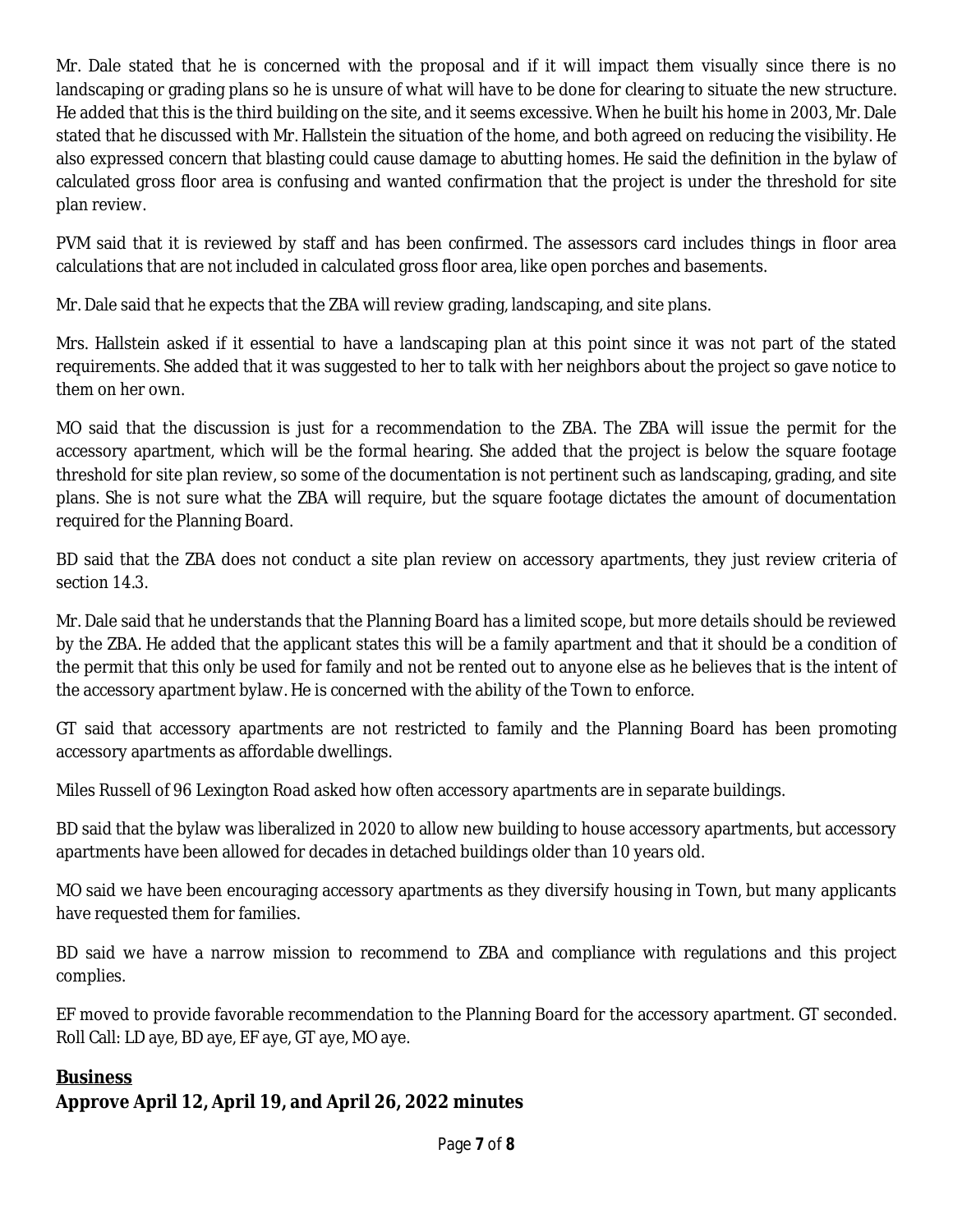Mr. Dale stated that he is concerned with the proposal and if it will impact them visually since there is no landscaping or grading plans so he is unsure of what will have to be done for clearing to situate the new structure. He added that this is the third building on the site, and it seems excessive. When he built his home in 2003, Mr. Dale stated that he discussed with Mr. Hallstein the situation of the home, and both agreed on reducing the visibility. He also expressed concern that blasting could cause damage to abutting homes. He said the definition in the bylaw of calculated gross floor area is confusing and wanted confirmation that the project is under the threshold for site plan review.

PVM said that it is reviewed by staff and has been confirmed. The assessors card includes things in floor area calculations that are not included in calculated gross floor area, like open porches and basements.

Mr. Dale said that he expects that the ZBA will review grading, landscaping, and site plans.

Mrs. Hallstein asked if it essential to have a landscaping plan at this point since it was not part of the stated requirements. She added that it was suggested to her to talk with her neighbors about the project so gave notice to them on her own.

MO said that the discussion is just for a recommendation to the ZBA. The ZBA will issue the permit for the accessory apartment, which will be the formal hearing. She added that the project is below the square footage threshold for site plan review, so some of the documentation is not pertinent such as landscaping, grading, and site plans. She is not sure what the ZBA will require, but the square footage dictates the amount of documentation required for the Planning Board.

BD said that the ZBA does not conduct a site plan review on accessory apartments, they just review criteria of section 14.3.

Mr. Dale said that he understands that the Planning Board has a limited scope, but more details should be reviewed by the ZBA. He added that the applicant states this will be a family apartment and that it should be a condition of the permit that this only be used for family and not be rented out to anyone else as he believes that is the intent of the accessory apartment bylaw. He is concerned with the ability of the Town to enforce.

GT said that accessory apartments are not restricted to family and the Planning Board has been promoting accessory apartments as affordable dwellings.

Miles Russell of 96 Lexington Road asked how often accessory apartments are in separate buildings.

BD said that the bylaw was liberalized in 2020 to allow new building to house accessory apartments, but accessory apartments have been allowed for decades in detached buildings older than 10 years old.

MO said we have been encouraging accessory apartments as they diversify housing in Town, but many applicants have requested them for families.

BD said we have a narrow mission to recommend to ZBA and compliance with regulations and this project complies.

EF moved to provide favorable recommendation to the Planning Board for the accessory apartment. GT seconded. Roll Call: LD aye, BD aye, EF aye, GT aye, MO aye.

## Business

### Approve April 12, April 19, and April 26, 2022 minutes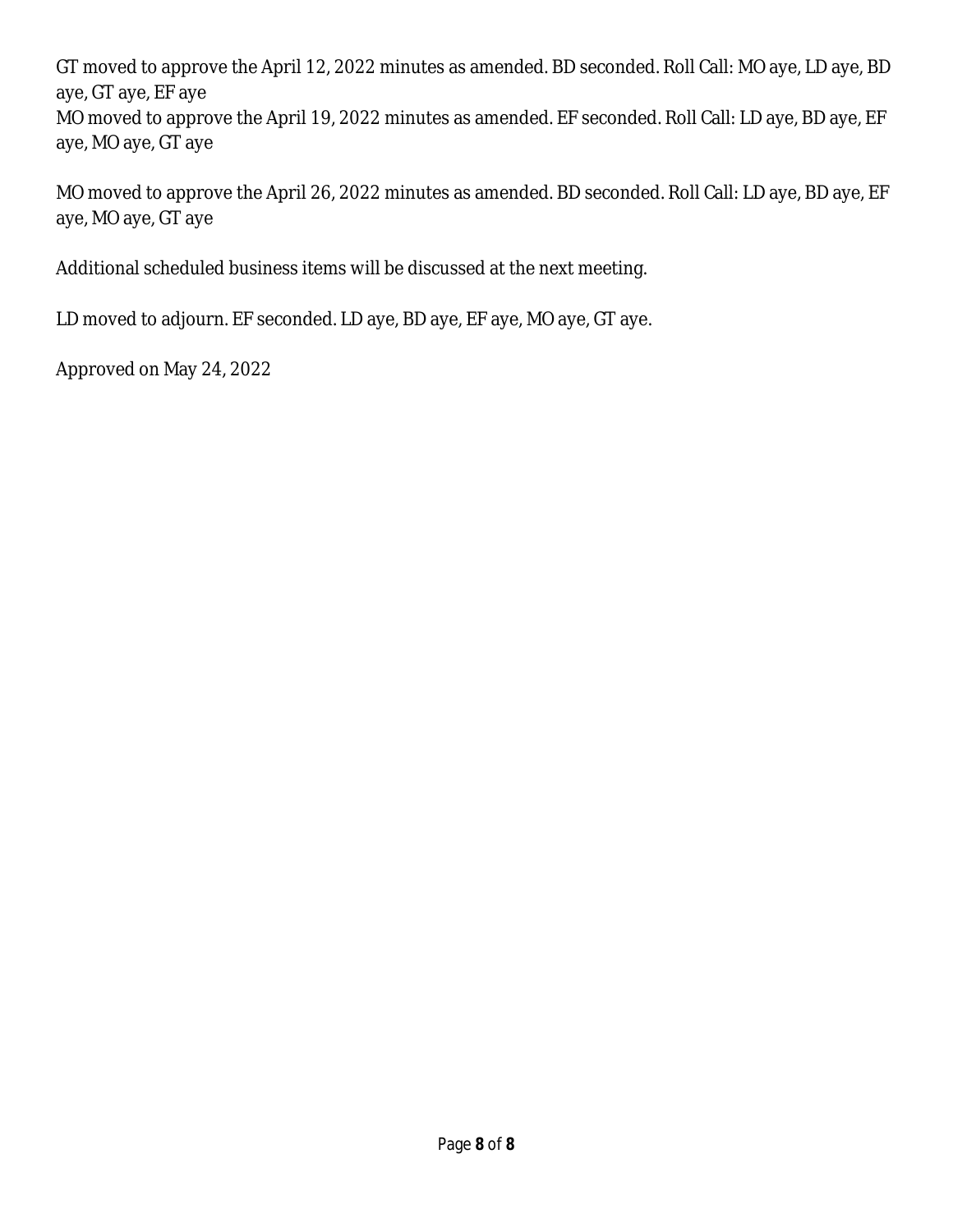GT moved to approve the April 12, 2022 minutes as amended. BD seconded. Roll Call: MO aye, LD aye, BD aye, GT aye, EF aye

MO moved to approve the April 19, 2022 minutes as amended. EF seconded. Roll Call: LD aye, BD aye, EF aye, MO aye, GT aye

MO moved to approve the April 26, 2022 minutes as amended. BD seconded. Roll Call: LD aye, BD aye, EF aye, MO aye, GT aye

Additional scheduled business items will be discussed at the next meeting.

LD moved to adjourn. EF seconded. LD aye, BD aye, EF aye, MO aye, GT aye.

Approved on May 24, 2022